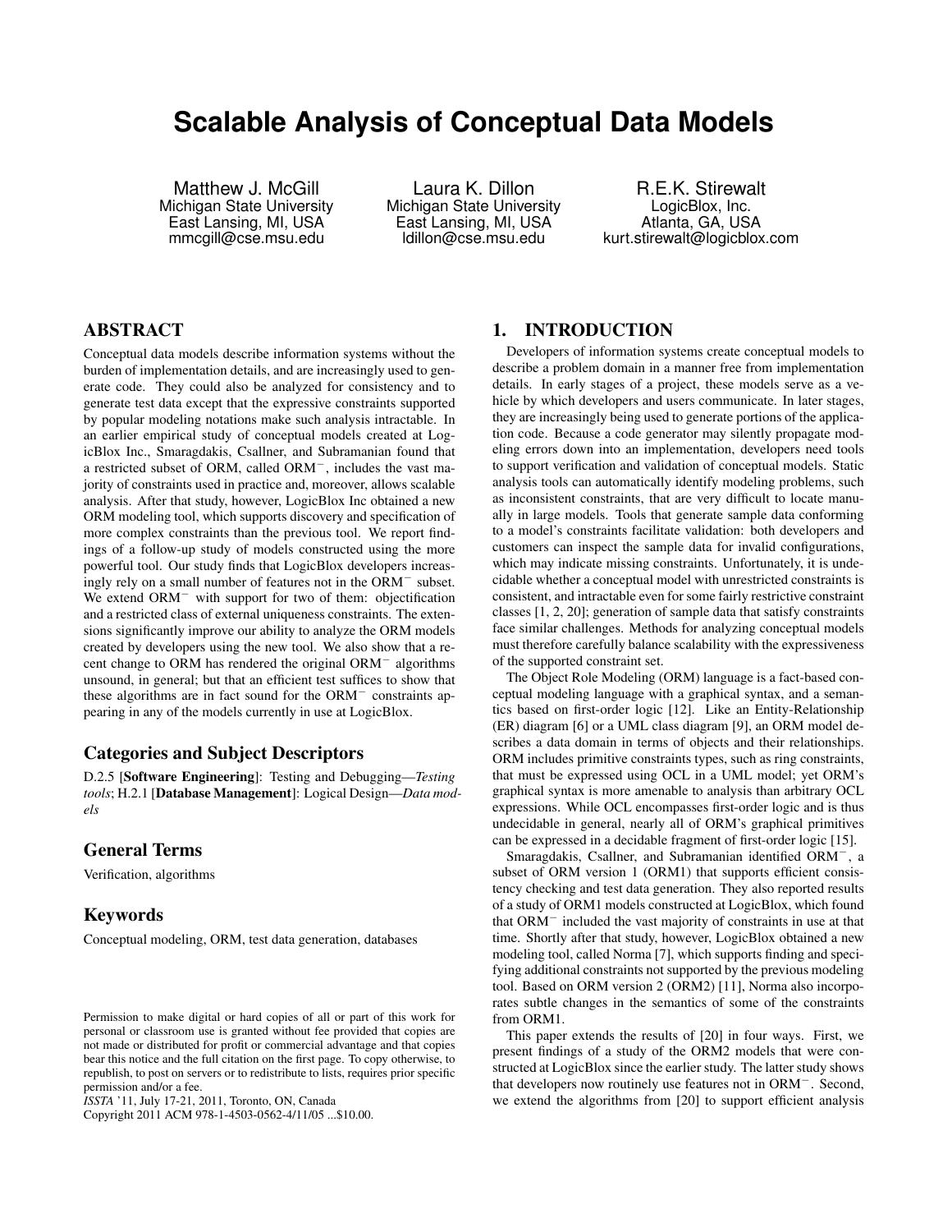# Scalable Analysis of Conceptual Data Models

Matthew J. McGill
Michigan State University
East Lansing, MI, USA
mmcgill@cse.msu.edu

Laura K. Dillon
Michigan State University
East Lansing, MI, USA
ldillon@cse.msu.edu

R.E.K. Stirewalt
LogicBlox, Inc.
Atlanta, GA, USA
kurt.stirewalt@logicblox.com

## ABSTRACT

Conceptual data models describe information systems without the burden of implementation details, and are increasingly used to generate code. They could also be analyzed for consistency and to generate test data except that the expressive constraints supported by popular modeling notations make such analysis intractable. In an earlier empirical study of conceptual models created at LogicBlox Inc., Smaragdakis, Csallner, and Subramanian found that a restricted subset of ORM, called ORM$^-$, includes the vast majority of constraints used in practice and, moreover, allows scalable analysis. After that study, however, LogicBlox Inc obtained a new ORM modeling tool, which supports discovery and specification of more complex constraints than the previous tool. We report findings of a follow-up study of models constructed using the more powerful tool. Our study finds that LogicBlox developers increasingly rely on a small number of features not in the ORM$^-$ subset. We extend ORM$^-$ with support for two of them: objectification and a restricted class of external uniqueness constraints. The extensions significantly improve our ability to analyze the ORM models created by developers using the new tool. We also show that a recent change to ORM has rendered the original ORM$^-$ algorithms unsound, in general; but that an efficient test suffices to show that these algorithms are in fact sound for the ORM$^-$ constraints appearing in any of the models currently in use at LogicBlox.

### Categories and Subject Descriptors

D.2.5 [**Software Engineering**]: Testing and Debugging—*Testing tools*; H.2.1 [**Database Management**]: Logical Design—*Data models*

### General Terms

Verification, algorithms

### Keywords

Conceptual modeling, ORM, test data generation, databases

Permission to make digital or hard copies of all or part of this work for personal or classroom use is granted without fee provided that copies are not made or distributed for profit or commercial advantage and that copies bear this notice and the full citation on the first page. To copy otherwise, to republish, to post on servers or to redistribute to lists, requires prior specific permission and/or a fee.
*ISSTA* '11, July 17-21, 2011, Toronto, ON, Canada
Copyright 2011 ACM 978-1-4503-0562-4/11/05 ...$10.00.

## 1. INTRODUCTION

Developers of information systems create conceptual models to describe a problem domain in a manner free from implementation details. In early stages of a project, these models serve as a vehicle by which developers and users communicate. In later stages, they are increasingly being used to generate portions of the application code. Because a code generator may silently propagate modeling errors down into an implementation, developers need tools to support verification and validation of conceptual models. Static analysis tools can automatically identify modeling problems, such as inconsistent constraints, that are very difficult to locate manually in large models. Tools that generate sample data conforming to a model's constraints facilitate validation: both developers and customers can inspect the sample data for invalid configurations, which may indicate missing constraints. Unfortunately, it is undecidable whether a conceptual model with unrestricted constraints is consistent, and intractable even for some fairly restrictive constraint classes [1, 2, 20]; generation of sample data that satisfy constraints face similar challenges. Methods for analyzing conceptual models must therefore carefully balance scalability with the expressiveness of the supported constraint set.

The Object Role Modeling (ORM) language is a fact-based conceptual modeling language with a graphical syntax, and a semantics based on first-order logic [12]. Like an Entity-Relationship (ER) diagram [6] or a UML class diagram [9], an ORM model describes a data domain in terms of objects and their relationships. ORM includes primitive constraints types, such as ring constraints, that must be expressed using OCL in a UML model; yet ORM's graphical syntax is more amenable to analysis than arbitrary OCL expressions. While OCL encompasses first-order logic and is thus undecidable in general, nearly all of ORM's graphical primitives can be expressed in a decidable fragment of first-order logic [15].

Smaragdakis, Csallner, and Subramanian identified ORM$^-$, a subset of ORM version 1 (ORM1) that supports efficient consistency checking and test data generation. They also reported results of a study of ORM1 models constructed at LogicBlox, which found that ORM$^-$ included the vast majority of constraints in use at that time. Shortly after that study, however, LogicBlox obtained a new modeling tool, called Norma [7], which supports finding and specifying additional constraints not supported by the previous modeling tool. Based on ORM version 2 (ORM2) [11], Norma also incorporates subtle changes in the semantics of some of the constraints from ORM1.

This paper extends the results of [20] in four ways. First, we present findings of a study of the ORM2 models that were constructed at LogicBlox since the earlier study. The latter study shows that developers now routinely use features not in ORM$^-$. Second, we extend the algorithms from [20] to support efficient analysis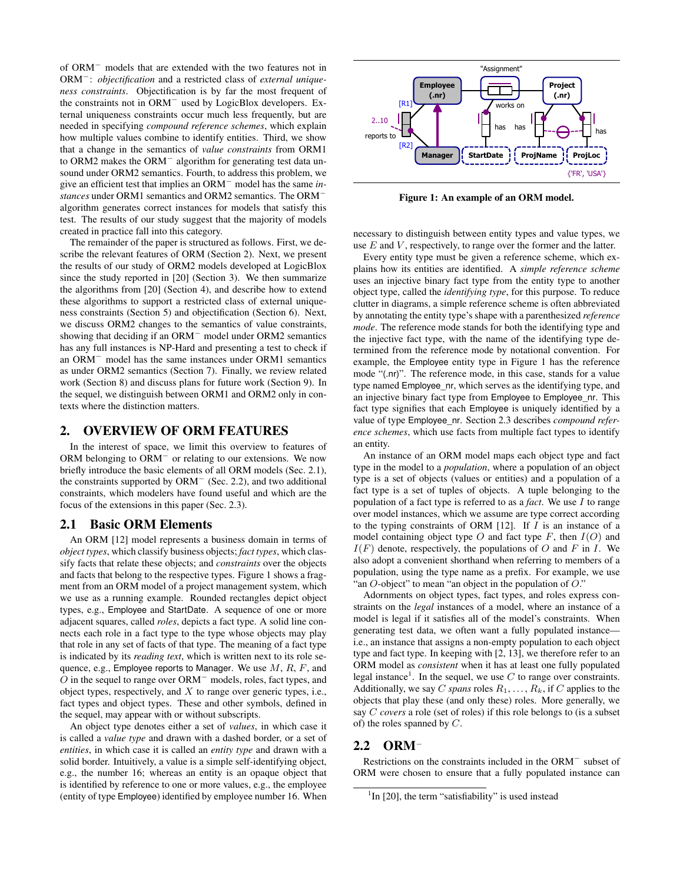of ORM⁻ models that are extended with the two features not in ORM⁻: *objectification* and a restricted class of *external uniqueness constraints*. Objectification is by far the most frequent of the constraints not in ORM⁻ used by LogicBlox developers. External uniqueness constraints occur much less frequently, but are needed in specifying *compound reference schemes*, which explain how multiple values combine to identify entities. Third, we show that a change in the semantics of *value constraints* from ORM1 to ORM2 makes the ORM⁻ algorithm for generating test data unsound under ORM2 semantics. Fourth, to address this problem, we give an efficient test that implies an ORM⁻ model has the same *instances* under ORM1 semantics and ORM2 semantics. The ORM⁻ algorithm generates correct instances for models that satisfy this test. The results of our study suggest that the majority of models created in practice fall into this category.

The remainder of the paper is structured as follows. First, we describe the relevant features of ORM (Section 2). Next, we present the results of our study of ORM2 models developed at LogicBlox since the study reported in [20] (Section 3). We then summarize the algorithms from [20] (Section 4), and describe how to extend these algorithms to support a restricted class of external uniqueness constraints (Section 5) and objectification (Section 6). Next, we discuss ORM2 changes to the semantics of value constraints, showing that deciding if an ORM⁻ model under ORM2 semantics has any full instances is NP-Hard and presenting a test to check if an ORM⁻ model has the same instances under ORM1 semantics as under ORM2 semantics (Section 7). Finally, we review related work (Section 8) and discuss plans for future work (Section 9). In the sequel, we distinguish between ORM1 and ORM2 only in contexts where the distinction matters.

## 2. OVERVIEW OF ORM FEATURES

In the interest of space, we limit this overview to features of ORM belonging to ORM⁻ or relating to our extensions. We now briefly introduce the basic elements of all ORM models (Sec. 2.1), the constraints supported by ORM⁻ (Sec. 2.2), and two additional constraints, which modelers have found useful and which are the focus of the extensions in this paper (Sec. 2.3).

### 2.1 Basic ORM Elements

An ORM [12] model represents a business domain in terms of *object types*, which classify business objects; *fact types*, which classify facts that relate these objects; and *constraints* over the objects and facts that belong to the respective types. Figure 1 shows a fragment from an ORM model of a project management system, which we use as a running example. Rounded rectangles depict object types, e.g., Employee and StartDate. A sequence of one or more adjacent squares, called *roles*, depicts a fact type. A solid line connects each role in a fact type to the type whose objects may play that role in any set of facts of that type. The meaning of a fact type is indicated by its *reading text*, which is written next to its role sequence, e.g., Employee reports to Manager. We use $M$, $R$, $F$, and $O$ in the sequel to range over ORM⁻ models, roles, fact types, and object types, respectively, and $X$ to range over generic types, i.e., fact types and object types. These and other symbols, defined in the sequel, may appear with or without subscripts.

An object type denotes either a set of *values*, in which case it is called a *value type* and drawn with a dashed border, or a set of *entities*, in which case it is called an *entity type* and drawn with a solid border. Intuitively, a value is a simple self-identifying object, e.g., the number 16; whereas an entity is an opaque object that is identified by reference to one or more values, e.g., the employee (entity of type Employee) identified by employee number 16. When

"Assignment"
Employee (.nr)
Project (.nr)
[R1]
works on
2..10
has
has
has
reports to
[R2]
Manager
StartDate
ProjName
ProjLoc
{'FR', 'USA'}

**Figure 1: An example of an ORM model.**

necessary to distinguish between entity types and value types, we use $E$ and $V$, respectively, to range over the former and the latter.

Every entity type must be given a reference scheme, which explains how its entities are identified. A *simple reference scheme* uses an injective binary fact type from the entity type to another object type, called the *identifying type*, for this purpose. To reduce clutter in diagrams, a simple reference scheme is often abbreviated by annotating the entity type's shape with a parenthesized *reference mode*. The reference mode stands for both the identifying type and the injective fact type, with the name of the identifying type determined from the reference mode by notational convention. For example, the Employee entity type in Figure 1 has the reference mode "(.nr)". The reference mode, in this case, stands for a value type named Employee_nr, which serves as the identifying type, and an injective binary fact type from Employee to Employee_nr. This fact type signifies that each Employee is uniquely identified by a value of type Employee_nr. Section 2.3 describes *compound reference schemes*, which use facts from multiple fact types to identify an entity.

An instance of an ORM model maps each object type and fact type in the model to a *population*, where a population of an object type is a set of objects (values or entities) and a population of a fact type is a set of tuples of objects. A tuple belonging to the population of a fact type is referred to as a *fact*. We use $I$ to range over model instances, which we assume are type correct according to the typing constraints of ORM [12]. If $I$ is an instance of a model containing object type $O$ and fact type $F$, then $I(O)$ and $I(F)$ denote, respectively, the populations of $O$ and $F$ in $I$. We also adopt a convenient shorthand when referring to members of a population, using the type name as a prefix. For example, we use "an $O$-object" to mean "an object in the population of $O$."

Adornments on object types, fact types, and roles express constraints on the *legal* instances of a model, where an instance of a model is legal if it satisfies all of the model's constraints. When generating test data, we often want a fully populated instance—i.e., an instance that assigns a non-empty population to each object type and fact type. In keeping with [2, 13], we therefore refer to an ORM model as *consistent* when it has at least one fully populated legal instance[1]. In the sequel, we use $C$ to range over constraints. Additionally, we say $C$ *spans* roles $R_1, \ldots, R_k$, if $C$ applies to the objects that play these (and only these) roles. More generally, we say $C$ *covers* a role (set of roles) if this role belongs to (is a subset of) the roles spanned by $C$.

### 2.2 ORM⁻

Restrictions on the constraints included in the ORM⁻ subset of ORM were chosen to ensure that a fully populated instance can

[1] In [20], the term "satisfiability" is used instead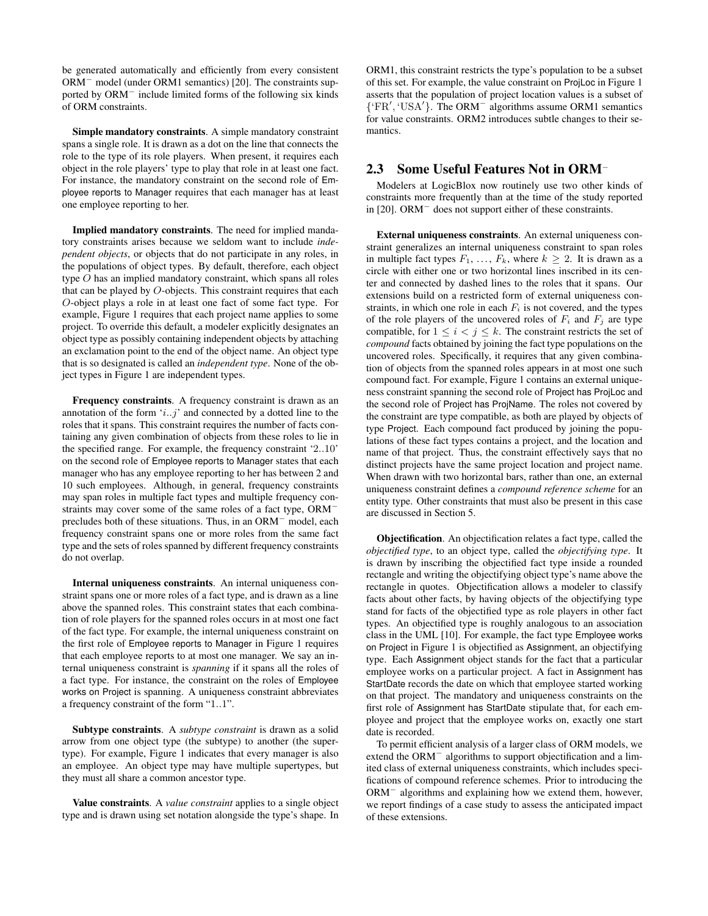be generated automatically and efficiently from every consistent ORM$^-$ model (under ORM1 semantics) [20]. The constraints supported by ORM$^-$ include limited forms of the following six kinds of ORM constraints.

**Simple mandatory constraints**. A simple mandatory constraint spans a single role. It is drawn as a dot on the line that connects the role to the type of its role players. When present, it requires each object in the role players' type to play that role in at least one fact. For instance, the mandatory constraint on the second role of Employee reports to Manager requires that each manager has at least one employee reporting to her.

**Implied mandatory constraints**. The need for implied mandatory constraints arises because we seldom want to include *independent objects*, or objects that do not participate in any roles, in the populations of object types. By default, therefore, each object type $O$ has an implied mandatory constraint, which spans all roles that can be played by $O$-objects. This constraint requires that each $O$-object plays a role in at least one fact of some fact type. For example, Figure 1 requires that each project name applies to some project. To override this default, a modeler explicitly designates an object type as possibly containing independent objects by attaching an exclamation point to the end of the object name. An object type that is so designated is called an *independent type*. None of the object types in Figure 1 are independent types.

**Frequency constraints**. A frequency constraint is drawn as an annotation of the form '$i..j$' and connected by a dotted line to the roles that it spans. This constraint requires the number of facts containing any given combination of objects from these roles to lie in the specified range. For example, the frequency constraint '2..10' on the second role of Employee reports to Manager states that each manager who has any employee reporting to her has between 2 and 10 such employees. Although, in general, frequency constraints may span roles in multiple fact types and multiple frequency constraints may cover some of the same roles of a fact type, ORM$^-$ precludes both of these situations. Thus, in an ORM$^-$ model, each frequency constraint spans one or more roles from the same fact type and the sets of roles spanned by different frequency constraints do not overlap.

**Internal uniqueness constraints**. An internal uniqueness constraint spans one or more roles of a fact type, and is drawn as a line above the spanned roles. This constraint states that each combination of role players for the spanned roles occurs in at most one fact of the fact type. For example, the internal uniqueness constraint on the first role of Employee reports to Manager in Figure 1 requires that each employee reports to at most one manager. We say an internal uniqueness constraint is *spanning* if it spans all the roles of a fact type. For instance, the constraint on the roles of Employee works on Project is spanning. A uniqueness constraint abbreviates a frequency constraint of the form "1..1".

**Subtype constraints**. A *subtype constraint* is drawn as a solid arrow from one object type (the subtype) to another (the supertype). For example, Figure 1 indicates that every manager is also an employee. An object type may have multiple supertypes, but they must all share a common ancestor type.

**Value constraints**. A *value constraint* applies to a single object type and is drawn using set notation alongside the type's shape. In ORM1, this constraint restricts the type's population to be a subset of this set. For example, the value constraint on ProjLoc in Figure 1 asserts that the population of project location values is a subset of $\{\text{'FR'}, \text{'USA'}\}$. The ORM$^-$ algorithms assume ORM1 semantics for value constraints. ORM2 introduces subtle changes to their semantics.

## 2.3 Some Useful Features Not in ORM$^-$

Modelers at LogicBlox now routinely use two other kinds of constraints more frequently than at the time of the study reported in [20]. ORM$^-$ does not support either of these constraints.

**External uniqueness constraints**. An external uniqueness constraint generalizes an internal uniqueness constraint to span roles in multiple fact types $F_1, \ldots, F_k$, where $k \geq 2$. It is drawn as a circle with either one or two horizontal lines inscribed in its center and connected by dashed lines to the roles that it spans. Our extensions build on a restricted form of external uniqueness constraints, in which one role in each $F_i$ is not covered, and the types of the role players of the uncovered roles of $F_i$ and $F_j$ are type compatible, for $1 \leq i < j \leq k$. The constraint restricts the set of *compound* facts obtained by joining the fact type populations on the uncovered roles. Specifically, it requires that any given combination of objects from the spanned roles appears in at most one such compound fact. For example, Figure 1 contains an external uniqueness constraint spanning the second role of Project has ProjLoc and the second role of Project has ProjName. The roles not covered by the constraint are type compatible, as both are played by objects of type Project. Each compound fact produced by joining the populations of these fact types contains a project, and the location and name of that project. Thus, the constraint effectively says that no distinct projects have the same project location and project name. When drawn with two horizontal bars, rather than one, an external uniqueness constraint defines a *compound reference scheme* for an entity type. Other constraints that must also be present in this case are discussed in Section 5.

**Objectification**. An objectification relates a fact type, called the *objectified type*, to an object type, called the *objectifying type*. It is drawn by inscribing the objectified fact type inside a rounded rectangle and writing the objectifying object type's name above the rectangle in quotes. Objectification allows a modeler to classify facts about other facts, by having objects of the objectifying type stand for facts of the objectified type as role players in other fact types. An objectified type is roughly analogous to an association class in the UML [10]. For example, the fact type Employee works on Project in Figure 1 is objectified as Assignment, an objectifying type. Each Assignment object stands for the fact that a particular employee works on a particular project. A fact in Assignment has StartDate records the date on which that employee started working on that project. The mandatory and uniqueness constraints on the first role of Assignment has StartDate stipulate that, for each employee and project that the employee works on, exactly one start date is recorded.

To permit efficient analysis of a larger class of ORM models, we extend the ORM$^-$ algorithms to support objectification and a limited class of external uniqueness constraints, which includes specifications of compound reference schemes. Prior to introducing the ORM$^-$ algorithms and explaining how we extend them, however, we report findings of a case study to assess the anticipated impact of these extensions.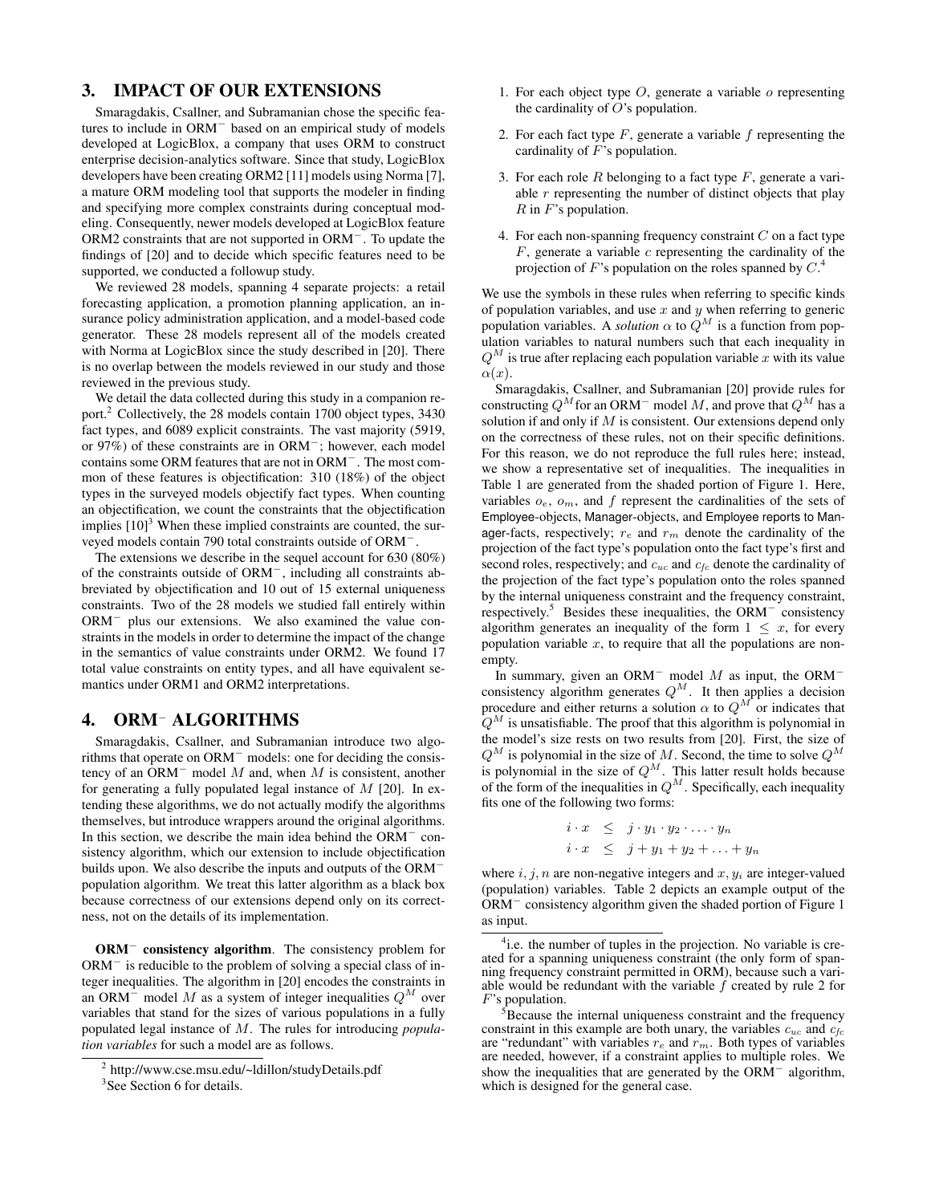## 3. IMPACT OF OUR EXTENSIONS

Smaragdakis, Csallner, and Subramanian chose the specific features to include in ORM$^-$ based on an empirical study of models developed at LogicBlox, a company that uses ORM to construct enterprise decision-analytics software. Since that study, LogicBlox developers have been creating ORM2 [11] models using Norma [7], a mature ORM modeling tool that supports the modeler in finding and specifying more complex constraints during conceptual modeling. Consequently, newer models developed at LogicBlox feature ORM2 constraints that are not supported in ORM$^-$. To update the findings of [20] and to decide which specific features need to be supported, we conducted a followup study.

We reviewed 28 models, spanning 4 separate projects: a retail forecasting application, a promotion planning application, an insurance policy administration application, and a model-based code generator. These 28 models represent all of the models created with Norma at LogicBlox since the study described in [20]. There is no overlap between the models reviewed in our study and those reviewed in the previous study.

We detail the data collected during this study in a companion report.[2] Collectively, the 28 models contain 1700 object types, 3430 fact types, and 6089 explicit constraints. The vast majority (5919, or 97%) of these constraints are in ORM$^-$; however, each model contains some ORM features that are not in ORM$^-$. The most common of these features is objectification: 310 (18%) of the object types in the surveyed models objectify fact types. When counting an objectification, we count the constraints that the objectification implies [10][3] When these implied constraints are counted, the surveyed models contain 790 total constraints outside of ORM$^-$.

The extensions we describe in the sequel account for 630 (80%) of the constraints outside of ORM$^-$, including all constraints abbreviated by objectification and 10 out of 15 external uniqueness constraints. Two of the 28 models we studied fall entirely within ORM$^-$ plus our extensions. We also examined the value constraints in the models in order to determine the impact of the change in the semantics of value constraints under ORM2. We found 17 total value constraints on entity types, and all have equivalent semantics under ORM1 and ORM2 interpretations.

## 4. ORM$^-$ ALGORITHMS

Smaragdakis, Csallner, and Subramanian introduce two algorithms that operate on ORM$^-$ models: one for deciding the consistency of an ORM$^-$ model $M$ and, when $M$ is consistent, another for generating a fully populated legal instance of $M$ [20]. In extending these algorithms, we do not actually modify the algorithms themselves, but introduce wrappers around the original algorithms. In this section, we describe the main idea behind the ORM$^-$ consistency algorithm, which our extension to include objectification builds upon. We also describe the inputs and outputs of the ORM$^-$ population algorithm. We treat this latter algorithm as a black box because correctness of our extensions depend only on its correctness, not on the details of its implementation.

**ORM$^-$ consistency algorithm**. The consistency problem for ORM$^-$ is reducible to the problem of solving a special class of integer inequalities. The algorithm in [20] encodes the constraints in an ORM$^-$ model $M$ as a system of integer inequalities $Q^M$ over variables that stand for the sizes of various populations in a fully populated legal instance of $M$. The rules for introducing *population variables* for such a model are as follows.

1. For each object type $O$, generate a variable $o$ representing the cardinality of $O$'s population.
2. For each fact type $F$, generate a variable $f$ representing the cardinality of $F$'s population.
3. For each role $R$ belonging to a fact type $F$, generate a variable $r$ representing the number of distinct objects that play $R$ in $F$'s population.
4. For each non-spanning frequency constraint $C$ on a fact type $F$, generate a variable $c$ representing the cardinality of the projection of $F$'s population on the roles spanned by $C$.[4]

We use the symbols in these rules when referring to specific kinds of population variables, and use $x$ and $y$ when referring to generic population variables. A *solution* $\alpha$ to $Q^M$ is a function from population variables to natural numbers such that each inequality in $Q^M$ is true after replacing each population variable $x$ with its value $\alpha(x)$.

Smaragdakis, Csallner, and Subramanian [20] provide rules for constructing $Q^M$ for an ORM$^-$ model $M$, and prove that $Q^M$ has a solution if and only if $M$ is consistent. Our extensions depend only on the correctness of these rules, not on their specific definitions. For this reason, we do not reproduce the full rules here; instead, we show a representative set of inequalities. The inequalities in Table 1 are generated from the shaded portion of Figure 1. Here, variables $o_e$, $o_m$, and $f$ represent the cardinalities of the sets of Employee-objects, Manager-objects, and Employee reports to Manager-facts, respectively; $r_e$ and $r_m$ denote the cardinality of the projection of the fact type's population onto the fact type's first and second roles, respectively; and $c_{uc}$ and $c_{fc}$ denote the cardinality of the projection of the fact type's population onto the roles spanned by the internal uniqueness constraint and the frequency constraint, respectively.[5] Besides these inequalities, the ORM$^-$ consistency algorithm generates an inequality of the form $1 \leq x$, for every population variable $x$, to require that all the populations are nonempty.

In summary, given an ORM$^-$ model $M$ as input, the ORM$^-$ consistency algorithm generates $Q^M$. It then applies a decision procedure and either returns a solution $\alpha$ to $Q^M$ or indicates that $Q^M$ is unsatisfiable. The proof that this algorithm is polynomial in the model's size rests on two results from [20]. First, the size of $Q^M$ is polynomial in the size of $M$. Second, the time to solve $Q^M$ is polynomial in the size of $Q^M$. This latter result holds because of the form of the inequalities in $Q^M$. Specifically, each inequality fits one of the following two forms:

$$
\begin{aligned}
i \cdot x &\leq j \cdot y_1 \cdot y_2 \cdot \ldots \cdot y_n \\
i \cdot x &\leq j + y_1 + y_2 + \ldots + y_n
\end{aligned}
$$

where $i, j, n$ are non-negative integers and $x, y_i$ are integer-valued (population) variables. Table 2 depicts an example output of the ORM$^-$ consistency algorithm given the shaded portion of Figure 1 as input.

---

[2] http://www.cse.msu.edu/~ldillon/studyDetails.pdf

[3] See Section 6 for details.

[4] i.e. the number of tuples in the projection. No variable is created for a spanning uniqueness constraint (the only form of spanning frequency constraint permitted in ORM), because such a variable would be redundant with the variable $f$ created by rule 2 for $F$'s population.

[5] Because the internal uniqueness constraint and the frequency constraint in this example are both unary, the variables $c_{uc}$ and $c_{fc}$ are "redundant" with variables $r_e$ and $r_m$. Both types of variables are needed, however, if a constraint applies to multiple roles. We show the inequalities that are generated by the ORM$^-$ algorithm, which is designed for the general case.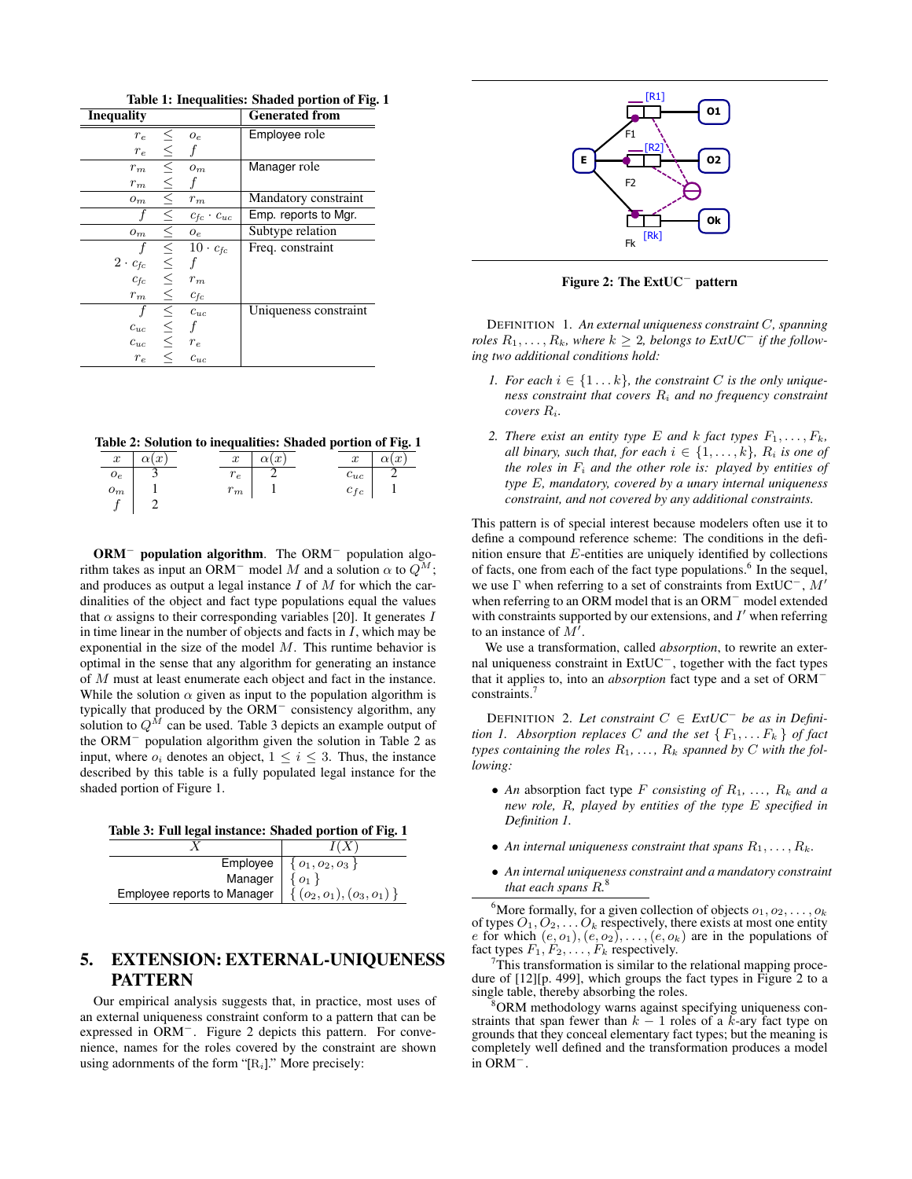Table 1: Inequalities: Shaded portion of Fig. 1

| Inequality | Generated from |
|---|---|
| $r_e \leq o_e$ | Employee role |
| $r_e \leq f$ | |
| $r_m \leq o_m$ | Manager role |
| $r_m \leq f$ | |
| $o_m \leq r_m$ | Mandatory constraint |
| $f \leq c_{fc} \cdot c_{uc}$ | Emp. reports to Mgr. |
| $o_m \leq o_e$ | Subtype relation |
| $f \leq 10 \cdot c_{fc}$ | Freq. constraint |
| $2 \cdot c_{fc} \leq f$ | |
| $c_{fc} \leq r_m$ | |
| $r_m \leq c_{fc}$ | |
| $f \leq c_{uc}$ | Uniqueness constraint |
| $c_{uc} \leq f$ | |
| $c_{uc} \leq r_e$ | |
| $r_e \leq c_{uc}$ | |

Table 2: Solution to inequalities: Shaded portion of Fig. 1

| $x$ | $\alpha(x)$ | $x$ | $\alpha(x)$ | $x$ | $\alpha(x)$ |
|---|---|---|---|---|---|
| $o_e$ | 3 | $r_e$ | 2 | $c_{uc}$ | 2 |
| $o_m$ | 1 | $r_m$ | 1 | $c_{fc}$ | 1 |
| $f$ | 2 | | | | |

**ORM$^-$ population algorithm**. The ORM$^-$ population algorithm takes as input an ORM$^-$ model $M$ and a solution $\alpha$ to $Q^M$; and produces as output a legal instance $I$ of $M$ for which the cardinalities of the object and fact type populations equal the values that $\alpha$ assigns to their corresponding variables [20]. It generates $I$ in time linear in the number of objects and facts in $I$, which may be exponential in the size of the model $M$. This runtime behavior is optimal in the sense that any algorithm for generating an instance of $M$ must at least enumerate each object and fact in the instance. While the solution $\alpha$ given as input to the population algorithm is typically that produced by the ORM$^-$ consistency algorithm, any solution to $Q^M$ can be used. Table 3 depicts an example output of the ORM$^-$ population algorithm given the solution in Table 2 as input, where $o_i$ denotes an object, $1 \leq i \leq 3$. Thus, the instance described by this table is a fully populated legal instance for the shaded portion of Figure 1.

Table 3: Full legal instance: Shaded portion of Fig. 1

| $X$ | $I(X)$ |
|---|---|
| Employee | $\{ o_1, o_2, o_3 \}$ |
| Manager | $\{ o_1 \}$ |
| Employee reports to Manager | $\{ (o_2, o_1), (o_3, o_1) \}$ |

## 5. EXTENSION: EXTERNAL-UNIQUENESS PATTERN

Our empirical analysis suggests that, in practice, most uses of an external uniqueness constraint conform to a pattern that can be expressed in ORM$^-$. Figure 2 depicts this pattern. For convenience, names for the roles covered by the constraint are shown using adornments of the form "[R$_i$]." More precisely:

Figure 2: The ExtUC$^-$ pattern

DEFINITION 1. *An external uniqueness constraint $C$, spanning roles $R_1, \ldots, R_k$, where $k \geq 2$, belongs to ExtUC$^-$ if the following two additional conditions hold:*

1. *For each $i \in \{1 \ldots k\}$, the constraint $C$ is the only uniqueness constraint that covers $R_i$ and no frequency constraint covers $R_i$.*
2. *There exist an entity type $E$ and $k$ fact types $F_1, \ldots, F_k$, all binary, such that, for each $i \in \{1, \ldots, k\}$, $R_i$ is one of the roles in $F_i$ and the other role is: played by entities of type $E$, mandatory, covered by a unary internal uniqueness constraint, and not covered by any additional constraints.*

This pattern is of special interest because modelers often use it to define a compound reference scheme: The conditions in the definition ensure that $E$-entities are uniquely identified by collections of facts, one from each of the fact type populations.[6] In the sequel, we use $\Gamma$ when referring to a set of constraints from ExtUC$^-$, $M'$ when referring to an ORM model that is an ORM$^-$ model extended with constraints supported by our extensions, and $I'$ when referring to an instance of $M'$.

We use a transformation, called *absorption*, to rewrite an external uniqueness constraint in ExtUC$^-$, together with the fact types that it applies to, into an *absorption* fact type and a set of ORM$^-$ constraints.[7]

DEFINITION 2. *Let constraint $C \in$ ExtUC$^-$ be as in Definition 1. Absorption replaces $C$ and the set $\{ F_1, \ldots F_k \}$ of fact types containing the roles $R_1, \ldots, R_k$ spanned by $C$ with the following:*

- *An* absorption *fact type $F$ consisting of $R_1, \ldots, R_k$ and a new role, $R$, played by entities of the type $E$ specified in Definition 1.*
- *An internal uniqueness constraint that spans $R_1, \ldots, R_k$.*
- *An internal uniqueness constraint and a mandatory constraint that each spans $R$.*[8]

[6] More formally, for a given collection of objects $o_1, o_2, \ldots, o_k$ of types $O_1, O_2, \ldots O_k$ respectively, there exists at most one entity $e$ for which $(e, o_1), (e, o_2), \ldots, (e, o_k)$ are in the populations of fact types $F_1, F_2, \ldots, F_k$ respectively.

[7] This transformation is similar to the relational mapping procedure of [12][p. 499], which groups the fact types in Figure 2 to a single table, thereby absorbing the roles.

[8] ORM methodology warns against specifying uniqueness constraints that span fewer than $k-1$ roles of a $k$-ary fact type on grounds that they conceal elementary fact types; but the meaning is completely well defined and the transformation produces a model in ORM$^-$.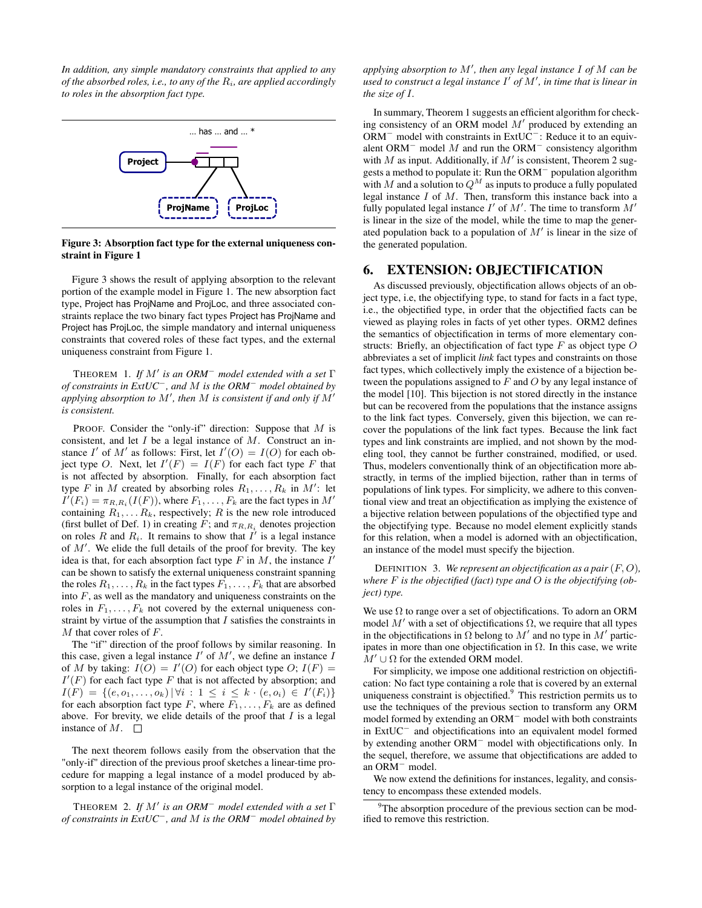*In addition, any simple mandatory constraints that applied to any of the absorbed roles, i.e., to any of the $R_i$, are applied accordingly to roles in the absorption fact type.*

**Figure 3: Absorption fact type for the external uniqueness constraint in Figure 1**

Figure 3 shows the result of applying absorption to the relevant portion of the example model in Figure 1. The new absorption fact type, Project has ProjName and ProjLoc, and three associated constraints replace the two binary fact types Project has ProjName and Project has ProjLoc, the simple mandatory and internal uniqueness constraints that covered roles of these fact types, and the external uniqueness constraint from Figure 1.

THEOREM 1. *If $M'$ is an ORM$^-$ model extended with a set $\Gamma$ of constraints in ExtUC$^-$, and $M$ is the ORM$^-$ model obtained by applying absorption to $M'$, then $M$ is consistent if and only if $M'$ is consistent.*

PROOF. Consider the "only-if" direction: Suppose that $M$ is consistent, and let $I$ be a legal instance of $M$. Construct an instance $I'$ of $M'$ as follows: First, let $I'(O) = I(O)$ for each object type $O$. Next, let $I'(F) = I(F)$ for each fact type $F$ that is not affected by absorption. Finally, for each absorption fact type $F$ in $M$ created by absorbing roles $R_1, \ldots, R_k$ in $M'$: let $I'(F_i) = \pi_{R,R_i}(I(F))$, where $F_1, \ldots, F_k$ are the fact types in $M'$ containing $R_1, \ldots R_k$, respectively; $R$ is the new role introduced (first bullet of Def. 1) in creating $F$; and $\pi_{R,R_i}$ denotes projection on roles $R$ and $R_i$. It remains to show that $I'$ is a legal instance of $M'$. We elide the full details of the proof for brevity. The key idea is that, for each absorption fact type $F$ in $M$, the instance $I'$ can be shown to satisfy the external uniqueness constraint spanning the roles $R_1, \ldots, R_k$ in the fact types $F_1, \ldots, F_k$ that are absorbed into $F$, as well as the mandatory and uniqueness constraints on the roles in $F_1, \ldots, F_k$ not covered by the external uniqueness constraint by virtue of the assumption that $I$ satisfies the constraints in $M$ that cover roles of $F$.

The "if" direction of the proof follows by similar reasoning. In this case, given a legal instance $I'$ of $M'$, we define an instance $I$ of $M$ by taking: $I(O) = I'(O)$ for each object type $O$; $I(F) = I'(F)$ for each fact type $F$ that is not affected by absorption; and $I(F) = \{(e, o_1, \ldots, o_k) \mid \forall i : 1 \leq i \leq k \cdot (e, o_i) \in I'(F_i)\}$ for each absorption fact type $F$, where $F_1, \ldots, F_k$ are as defined above. For brevity, we elide details of the proof that $I$ is a legal instance of $M$. □

The next theorem follows easily from the observation that the "only-if" direction of the previous proof sketches a linear-time procedure for mapping a legal instance of a model produced by absorption to a legal instance of the original model.

THEOREM 2. *If $M'$ is an ORM$^-$ model extended with a set $\Gamma$ of constraints in ExtUC$^-$, and $M$ is the ORM$^-$ model obtained by applying absorption to $M'$, then any legal instance $I$ of $M$ can be used to construct a legal instance $I'$ of $M'$, in time that is linear in the size of $I$.*

In summary, Theorem 1 suggests an efficient algorithm for checking consistency of an ORM model $M'$ produced by extending an ORM$^-$ model with constraints in ExtUC$^-$: Reduce it to an equivalent ORM$^-$ model $M$ and run the ORM$^-$ consistency algorithm with $M$ as input. Additionally, if $M'$ is consistent, Theorem 2 suggests a method to populate it: Run the ORM$^-$ population algorithm with $M$ and a solution to $Q^M$ as inputs to produce a fully populated legal instance $I$ of $M$. Then, transform this instance back into a fully populated legal instance $I'$ of $M'$. The time to transform $M'$ is linear in the size of the model, while the time to map the generated population back to a population of $M'$ is linear in the size of the generated population.

## 6. EXTENSION: OBJECTIFICATION

As discussed previously, objectification allows objects of an object type, i.e, the objectifying type, to stand for facts in a fact type, i.e., the objectified type, in order that the objectified facts can be viewed as playing roles in facts of yet other types. ORM2 defines the semantics of objectification in terms of more elementary constructs: Briefly, an objectification of fact type $F$ as object type $O$ abbreviates a set of implicit *link* fact types and constraints on those fact types, which collectively imply the existence of a bijection between the populations assigned to $F$ and $O$ by any legal instance of the model [10]. This bijection is not stored directly in the instance but can be recovered from the populations that the instance assigns to the link fact types. Conversely, given this bijection, we can recover the populations of the link fact types. Because the link fact types and link constraints are implied, and not shown by the modeling tool, they cannot be further constrained, modified, or used. Thus, modelers conventionally think of an objectification more abstractly, in terms of the implied bijection, rather than in terms of populations of link types. For simplicity, we adhere to this conventional view and treat an objectification as implying the existence of a bijective relation between populations of the objectified type and the objectifying type. Because no model element explicitly stands for this relation, when a model is adorned with an objectification, an instance of the model must specify the bijection.

DEFINITION 3. *We represent an objectification as a pair $(F, O)$, where $F$ is the objectified (fact) type and $O$ is the objectifying (object) type.*

We use $\Omega$ to range over a set of objectifications. To adorn an ORM model $M'$ with a set of objectifications $\Omega$, we require that all types in the objectifications in $\Omega$ belong to $M'$ and no type in $M'$ participates in more than one objectification in $\Omega$. In this case, we write $M' \cup \Omega$ for the extended ORM model.

For simplicity, we impose one additional restriction on objectification: No fact type containing a role that is covered by an external uniqueness constraint is objectified.[9] This restriction permits us to use the techniques of the previous section to transform any ORM model formed by extending an ORM$^-$ model with both constraints in ExtUC$^-$ and objectifications into an equivalent model formed by extending another ORM$^-$ model with objectifications only. In the sequel, therefore, we assume that objectifications are added to an ORM$^-$ model.

We now extend the definitions for instances, legality, and consistency to encompass these extended models.

[9] The absorption procedure of the previous section can be modified to remove this restriction.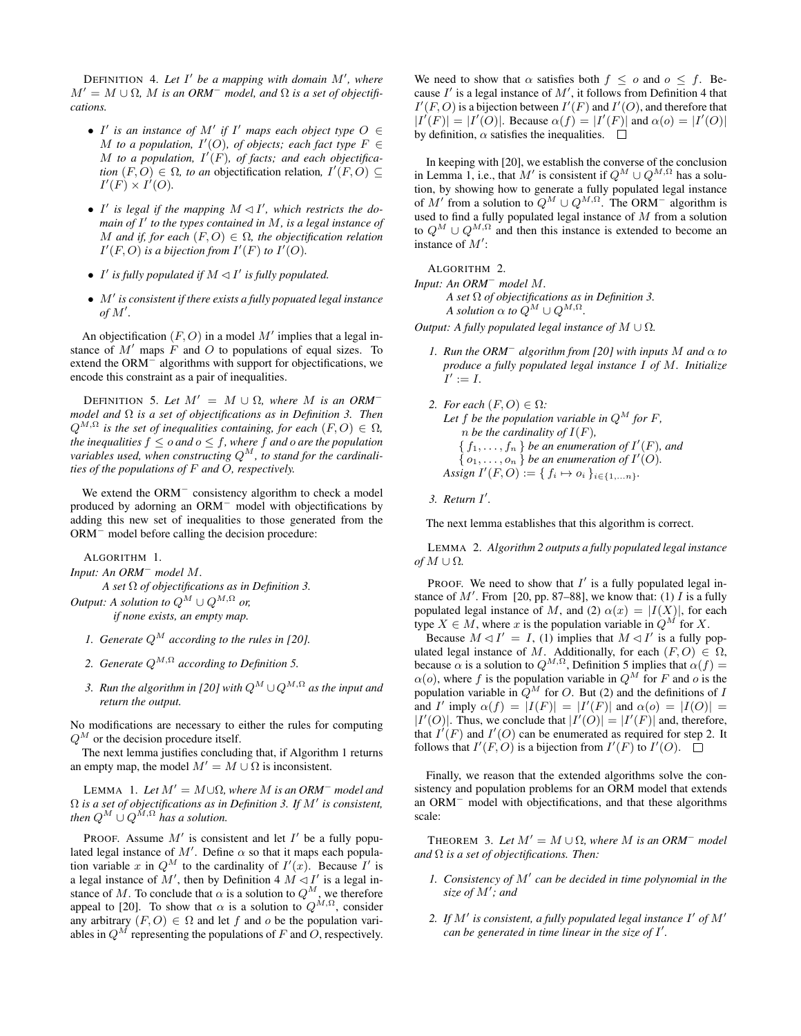DEFINITION 4. *Let $I'$ be a mapping with domain $M'$, where $M' = M \cup \Omega$, $M$ is an ORM$^-$ model, and $\Omega$ is a set of objectifications.*

- *$I'$ is an instance of $M'$ if $I'$ maps each object type $O \in M$ to a population, $I'(O)$, of objects; each fact type $F \in M$ to a population, $I'(F)$, of facts; and each objectification $(F, O) \in \Omega$, to an* objectification relation*, $I'(F, O) \subseteq I'(F) \times I'(O)$.*
- *$I'$ is legal if the mapping $M \lhd I'$, which restricts the domain of $I'$ to the types contained in $M$, is a legal instance of $M$ and if, for each $(F, O) \in \Omega$, the objectification relation $I'(F, O)$ is a bijection from $I'(F)$ to $I'(O)$.*
- *$I'$ is fully populated if $M \lhd I'$ is fully populated.*
- *$M'$ is consistent if there exists a fully popuated legal instance of $M'$.*

An objectification $(F, O)$ in a model $M'$ implies that a legal instance of $M'$ maps $F$ and $O$ to populations of equal sizes. To extend the ORM$^-$ algorithms with support for objectifications, we encode this constraint as a pair of inequalities.

DEFINITION 5. *Let $M' = M \cup \Omega$, where $M$ is an ORM$^-$ model and $\Omega$ is a set of objectifications as in Definition 3. Then $Q^{M,\Omega}$ is the set of inequalities containing, for each $(F, O) \in \Omega$, the inequalities $f \leq o$ and $o \leq f$, where $f$ and $o$ are the population variables used, when constructing $Q^M$, to stand for the cardinalities of the populations of $F$ and $O$, respectively.*

We extend the ORM$^-$ consistency algorithm to check a model produced by adorning an ORM$^-$ model with objectifications by adding this new set of inequalities to those generated from the ORM$^-$ model before calling the decision procedure:

ALGORITHM 1.
*Input: An ORM$^-$ model $M$.*
*A set $\Omega$ of objectifications as in Definition 3.*
*Output: A solution to $Q^M \cup Q^{M,\Omega}$ or, if none exists, an empty map.*

1. *Generate $Q^M$ according to the rules in [20].*
2. *Generate $Q^{M,\Omega}$ according to Definition 5.*
3. *Run the algorithm in [20] with $Q^M \cup Q^{M,\Omega}$ as the input and return the output.*

No modifications are necessary to either the rules for computing $Q^M$ or the decision procedure itself.

The next lemma justifies concluding that, if Algorithm 1 returns an empty map, the model $M' = M \cup \Omega$ is inconsistent.

LEMMA 1. *Let $M' = M \cup \Omega$, where $M$ is an ORM$^-$ model and $\Omega$ is a set of objectifications as in Definition 3. If $M'$ is consistent, then $Q^M \cup Q^{M,\Omega}$ has a solution.*

PROOF. Assume $M'$ is consistent and let $I'$ be a fully populated legal instance of $M'$. Define $\alpha$ so that it maps each population variable $x$ in $Q^M$ to the cardinality of $I'(x)$. Because $I'$ is a legal instance of $M'$, then by Definition 4 $M \lhd I'$ is a legal instance of $M$. To conclude that $\alpha$ is a solution to $Q^M$, we therefore appeal to [20]. To show that $\alpha$ is a solution to $Q^{M,\Omega}$, consider any arbitrary $(F, O) \in \Omega$ and let $f$ and $o$ be the population variables in $Q^M$ representing the populations of $F$ and $O$, respectively. We need to show that $\alpha$ satisfies both $f \leq o$ and $o \leq f$. Because $I'$ is a legal instance of $M'$, it follows from Definition 4 that $I'(F, O)$ is a bijection between $I'(F)$ and $I'(O)$, and therefore that $|I'(F)| = |I'(O)|$. Because $\alpha(f) = |I'(F)|$ and $\alpha(o) = |I'(O)|$ by definition, $\alpha$ satisfies the inequalities. $\square$

In keeping with [20], we establish the converse of the conclusion in Lemma 1, i.e., that $M'$ is consistent if $Q^M \cup Q^{M,\Omega}$ has a solution, by showing how to generate a fully populated legal instance of $M'$ from a solution to $Q^M \cup Q^{M,\Omega}$. The ORM$^-$ algorithm is used to find a fully populated legal instance of $M$ from a solution to $Q^M \cup Q^{M,\Omega}$ and then this instance is extended to become an instance of $M'$:

ALGORITHM 2.
*Input: An ORM$^-$ model $M$.*
*A set $\Omega$ of objectifications as in Definition 3.*
*A solution $\alpha$ to $Q^M \cup Q^{M,\Omega}$.*
*Output: A fully populated legal instance of $M \cup \Omega$.*

1. *Run the ORM$^-$ algorithm from [20] with inputs $M$ and $\alpha$ to produce a fully populated legal instance $I$ of $M$. Initialize $I' := I$.*
2. *For each $(F, O) \in \Omega$:*
   *Let $f$ be the population variable in $Q^M$ for $F$,*
   *$n$ be the cardinality of $I(F)$,*
   *$\{ f_1, \ldots, f_n \}$ be an enumeration of $I'(F)$, and*
   *$\{ o_1, \ldots, o_n \}$ be an enumeration of $I'(O)$.*
   *Assign $I'(F, O) := \{ f_i \mapsto o_i \}_{i \in \{1,\ldots n\}}$.*
3. *Return $I'$.*

The next lemma establishes that this algorithm is correct.

LEMMA 2. *Algorithm 2 outputs a fully populated legal instance of $M \cup \Omega$.*

PROOF. We need to show that $I'$ is a fully populated legal instance of $M'$. From [20, pp. 87–88], we know that: (1) $I$ is a fully populated legal instance of $M$, and (2) $\alpha(x) = |I(X)|$, for each type $X \in M$, where $x$ is the population variable in $Q^M$ for $X$.

Because $M \lhd I' = I$, (1) implies that $M \lhd I'$ is a fully populated legal instance of $M$. Additionally, for each $(F, O) \in \Omega$, because $\alpha$ is a solution to $Q^{M,\Omega}$, Definition 5 implies that $\alpha(f) = \alpha(o)$, where $f$ is the population variable in $Q^M$ for $F$ and $o$ is the population variable in $Q^M$ for $O$. But (2) and the definitions of $I$ and $I'$ imply $\alpha(f) = |I(F)| = |I'(F)|$ and $\alpha(o) = |I(O)| = |I'(O)|$. Thus, we conclude that $|I'(O)| = |I'(F)|$ and, therefore, that $I'(F)$ and $I'(O)$ can be enumerated as required for step 2. It follows that $I'(F, O)$ is a bijection from $I'(F)$ to $I'(O)$. $\square$

Finally, we reason that the extended algorithms solve the consistency and population problems for an ORM model that extends an ORM$^-$ model with objectifications, and that these algorithms scale:

THEOREM 3. *Let $M' = M \cup \Omega$, where $M$ is an ORM$^-$ model and $\Omega$ is a set of objectifications. Then:*

1. *Consistency of $M'$ can be decided in time polynomial in the size of $M'$; and*
2. *If $M'$ is consistent, a fully populated legal instance $I'$ of $M'$ can be generated in time linear in the size of $I'$.*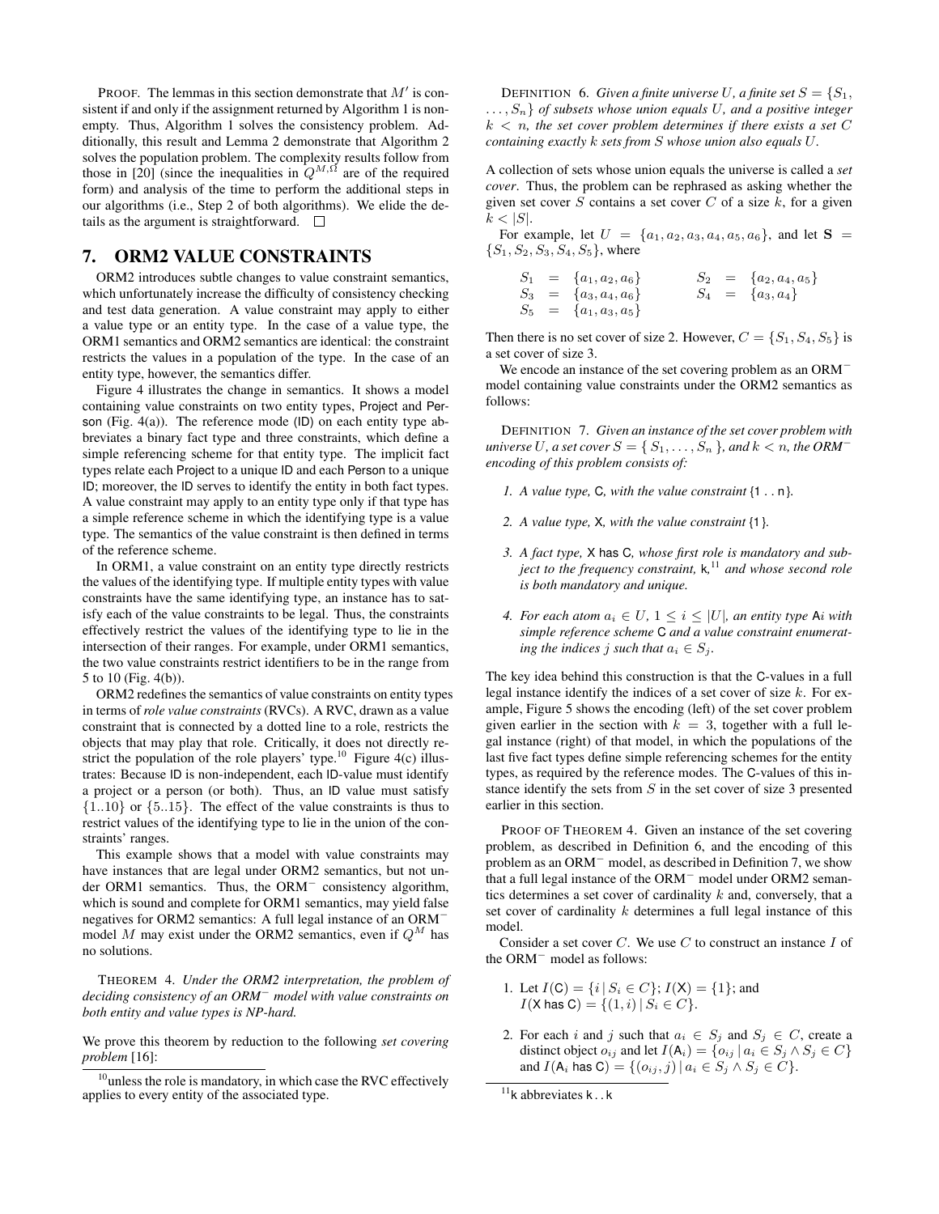PROOF. The lemmas in this section demonstrate that $M'$ is consistent if and only if the assignment returned by Algorithm 1 is nonempty. Thus, Algorithm 1 solves the consistency problem. Additionally, this result and Lemma 2 demonstrate that Algorithm 2 solves the population problem. The complexity results follow from those in [20] (since the inequalities in $Q^{M,\Omega}$ are of the required form) and analysis of the time to perform the additional steps in our algorithms (i.e., Step 2 of both algorithms). We elide the details as the argument is straightforward. □

## 7. ORM2 VALUE CONSTRAINTS

ORM2 introduces subtle changes to value constraint semantics, which unfortunately increase the difficulty of consistency checking and test data generation. A value constraint may apply to either a value type or an entity type. In the case of a value type, the ORM1 semantics and ORM2 semantics are identical: the constraint restricts the values in a population of the type. In the case of an entity type, however, the semantics differ.

Figure 4 illustrates the change in semantics. It shows a model containing value constraints on two entity types, Project and Person (Fig. 4(a)). The reference mode (ID) on each entity type abbreviates a binary fact type and three constraints, which define a simple referencing scheme for that entity type. The implicit fact types relate each Project to a unique ID and each Person to a unique ID; moreover, the ID serves to identify the entity in both fact types. A value constraint may apply to an entity type only if that type has a simple reference scheme in which the identifying type is a value type. The semantics of the value constraint is then defined in terms of the reference scheme.

In ORM1, a value constraint on an entity type directly restricts the values of the identifying type. If multiple entity types with value constraints have the same identifying type, an instance has to satisfy each of the value constraints to be legal. Thus, the constraints effectively restrict the values of the identifying type to lie in the intersection of their ranges. For example, under ORM1 semantics, the two value constraints restrict identifiers to be in the range from 5 to 10 (Fig. 4(b)).

ORM2 redefines the semantics of value constraints on entity types in terms of *role value constraints* (RVCs). A RVC, drawn as a value constraint that is connected by a dotted line to a role, restricts the objects that may play that role. Critically, it does not directly restrict the population of the role players' type.[10] Figure 4(c) illustrates: Because ID is non-independent, each ID-value must identify a project or a person (or both). Thus, an ID value must satisfy $\{1..10\}$ or $\{5..15\}$. The effect of the value constraints is thus to restrict values of the identifying type to lie in the union of the constraints' ranges.

This example shows that a model with value constraints may have instances that are legal under ORM2 semantics, but not under ORM1 semantics. Thus, the ORM$^-$ consistency algorithm, which is sound and complete for ORM1 semantics, may yield false negatives for ORM2 semantics: A full legal instance of an ORM$^-$ model $M$ may exist under the ORM2 semantics, even if $Q^M$ has no solutions.

THEOREM 4. *Under the ORM2 interpretation, the problem of deciding consistency of an ORM$^-$ model with value constraints on both entity and value types is NP-hard.*

We prove this theorem by reduction to the following *set covering problem* [16]:

[10] unless the role is mandatory, in which case the RVC effectively applies to every entity of the associated type.

DEFINITION 6. *Given a finite universe $U$, a finite set $S = \{S_1, \ldots, S_n\}$ of subsets whose union equals $U$, and a positive integer $k < n$, the set cover problem determines if there exists a set $C$ containing exactly $k$ sets from $S$ whose union also equals $U$.*

A collection of sets whose union equals the universe is called a *set cover*. Thus, the problem can be rephrased as asking whether the given set cover $S$ contains a set cover $C$ of a size $k$, for a given $k < |S|$.

For example, let $U = \{a_1, a_2, a_3, a_4, a_5, a_6\}$, and let $\mathbf{S} = \{S_1, S_2, S_3, S_4, S_5\}$, where

$$
\begin{aligned}
S_1 &= \{a_1, a_2, a_6\} & \quad S_2 &= \{a_2, a_4, a_5\} \\
S_3 &= \{a_3, a_4, a_6\} & \quad S_4 &= \{a_3, a_4\} \\
S_5 &= \{a_1, a_3, a_5\} & &
\end{aligned}
$$

Then there is no set cover of size 2. However, $C = \{S_1, S_4, S_5\}$ is a set cover of size 3.

We encode an instance of the set covering problem as an ORM$^-$ model containing value constraints under the ORM2 semantics as follows:

DEFINITION 7. *Given an instance of the set cover problem with universe $U$, a set cover $S = \{ S_1, \ldots, S_n \}$, and $k < n$, the ORM$^-$ encoding of this problem consists of:*

1. *A value type,* C*, with the value constraint* {1 . . n}*.*
2. *A value type,* X*, with the value constraint* {1}*.*
3. *A fact type,* X has C*, whose first role is mandatory and subject to the frequency constraint,* k*,*[11] *and whose second role is both mandatory and unique.*
4. *For each atom $a_i \in U$, $1 \le i \le |U|$, an entity type* A*i with simple reference scheme* C *and a value constraint enumerating the indices $j$ such that $a_i \in S_j$.*

The key idea behind this construction is that the C-values in a full legal instance identify the indices of a set cover of size $k$. For example, Figure 5 shows the encoding (left) of the set cover problem given earlier in the section with $k = 3$, together with a full legal instance (right) of that model, in which the populations of the last five fact types define simple referencing schemes for the entity types, as required by the reference modes. The C-values of this instance identify the sets from $S$ in the set cover of size 3 presented earlier in this section.

PROOF OF THEOREM 4. Given an instance of the set covering problem, as described in Definition 6, and the encoding of this problem as an ORM$^-$ model, as described in Definition 7, we show that a full legal instance of the ORM$^-$ model under ORM2 semantics determines a set cover of cardinality $k$ and, conversely, that a set cover of cardinality $k$ determines a full legal instance of this model.

Consider a set cover $C$. We use $C$ to construct an instance $I$ of the ORM$^-$ model as follows:

1. Let $I(\mathsf{C}) = \{i \mid S_i \in C\}$; $I(\mathsf{X}) = \{1\}$; and $I(\mathsf{X\ has\ C}) = \{(1, i) \mid S_i \in C\}$.
2. For each $i$ and $j$ such that $a_i \in S_j$ and $S_j \in C$, create a distinct object $o_{ij}$ and let $I(\mathsf{A}_i) = \{o_{ij} \mid a_i \in S_j \wedge S_j \in C\}$ and $I(\mathsf{A}_i\ \mathsf{has\ C}) = \{(o_{ij}, j) \mid a_i \in S_j \wedge S_j \in C\}$.

[11] k abbreviates k . . k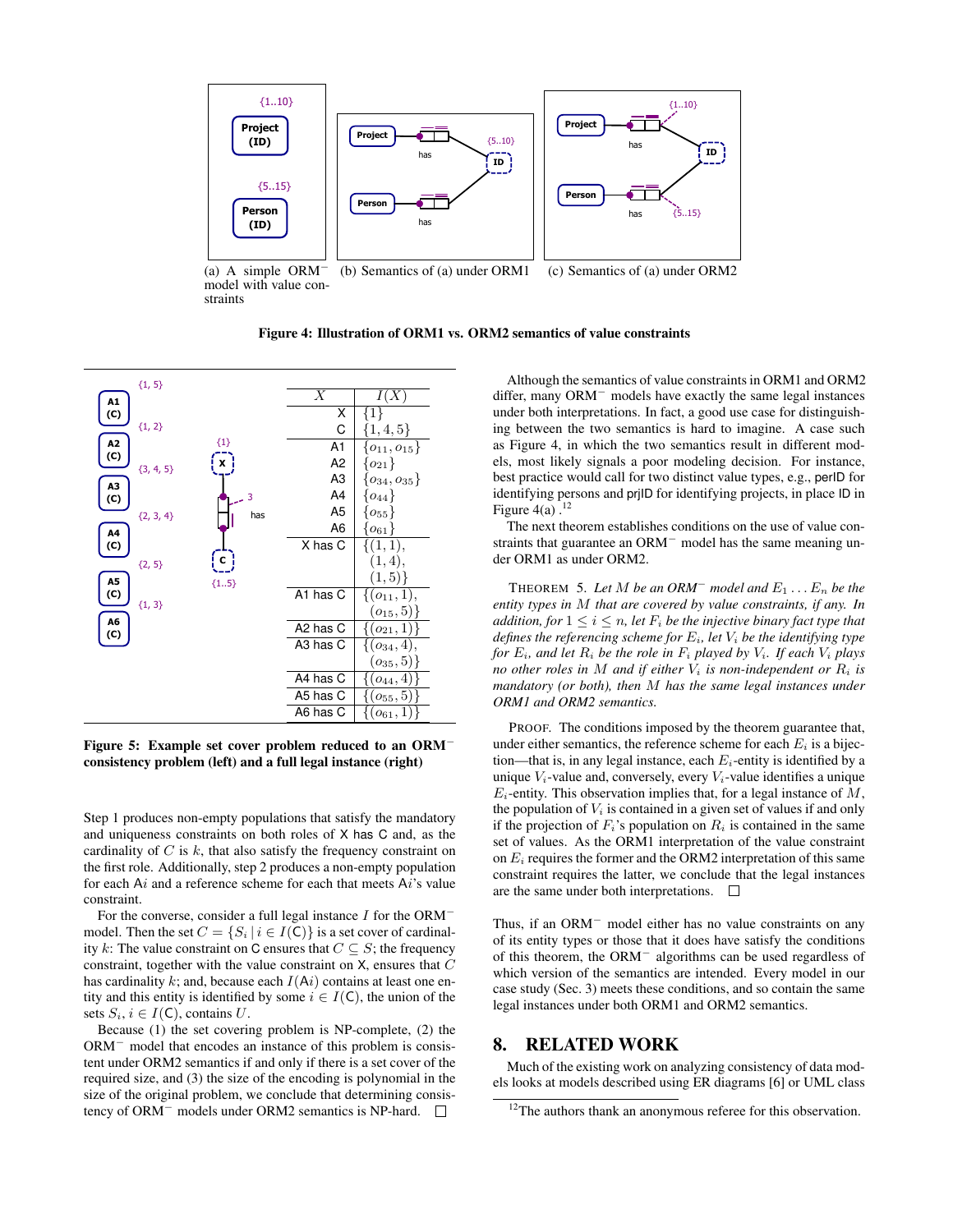(a) A simple ORM$^-$ model with value constraints (b) Semantics of (a) under ORM1 (c) Semantics of (a) under ORM2

**Figure 4: Illustration of ORM1 vs. ORM2 semantics of value constraints**

| $X$ | $I(X)$ |
|---|---|
| X | $\{1\}$ |
| C | $\{1, 4, 5\}$ |
| A1 | $\{o_{11}, o_{15}\}$ |
| A2 | $\{o_{21}\}$ |
| A3 | $\{o_{34}, o_{35}\}$ |
| A4 | $\{o_{44}\}$ |
| A5 | $\{o_{55}\}$ |
| A6 | $\{o_{61}\}$ |
| X has C | $\{(1, 1), (1, 4), (1, 5)\}$ |
| A1 has C | $\{(o_{11}, 1), (o_{15}, 5)\}$ |
| A2 has C | $\{(o_{21}, 1)\}$ |
| A3 has C | $\{(o_{34}, 4), (o_{35}, 5)\}$ |
| A4 has C | $\{(o_{44}, 4)\}$ |
| A5 has C | $\{(o_{55}, 5)\}$ |
| A6 has C | $\{(o_{61}, 1)\}$ |

**Figure 5: Example set cover problem reduced to an ORM$^-$ consistency problem (left) and a full legal instance (right)**

Step 1 produces non-empty populations that satisfy the mandatory and uniqueness constraints on both roles of X has C and, as the cardinality of $C$ is $k$, that also satisfy the frequency constraint on the first role. Additionally, step 2 produces a non-empty population for each A$i$ and a reference scheme for each that meets A$i$'s value constraint.

For the converse, consider a full legal instance $I$ for the ORM$^-$ model. Then the set $C = \{S_i \mid i \in I(\mathsf{C})\}$ is a set cover of cardinality $k$: The value constraint on C ensures that $C \subseteq S$; the frequency constraint, together with the value constraint on X, ensures that $C$ has cardinality $k$; and, because each $I(\mathsf{A}i)$ contains at least one entity and this entity is identified by some $i \in I(\mathsf{C})$, the union of the sets $S_i, i \in I(\mathsf{C})$, contains $U$.

Because (1) the set covering problem is NP-complete, (2) the ORM$^-$ model that encodes an instance of this problem is consistent under ORM2 semantics if and only if there is a set cover of the required size, and (3) the size of the encoding is polynomial in the size of the original problem, we conclude that determining consistency of ORM$^-$ models under ORM2 semantics is NP-hard. □

Although the semantics of value constraints in ORM1 and ORM2 differ, many ORM$^-$ models have exactly the same legal instances under both interpretations. In fact, a good use case for distinguishing between the two semantics is hard to imagine. A case such as Figure 4, in which the two semantics result in different models, most likely signals a poor modeling decision. For instance, best practice would call for two distinct value types, e.g., perID for identifying persons and prjID for identifying projects, in place ID in Figure 4(a) .[12]

The next theorem establishes conditions on the use of value constraints that guarantee an ORM$^-$ model has the same meaning under ORM1 as under ORM2.

THEOREM 5. *Let $M$ be an ORM$^-$ model and $E_1 \dots E_n$ be the entity types in $M$ that are covered by value constraints, if any. In addition, for $1 \le i \le n$, let $F_i$ be the injective binary fact type that defines the referencing scheme for $E_i$, let $V_i$ be the identifying type for $E_i$, and let $R_i$ be the role in $F_i$ played by $V_i$. If each $V_i$ plays no other roles in $M$ and if either $V_i$ is non-independent or $R_i$ is mandatory (or both), then $M$ has the same legal instances under ORM1 and ORM2 semantics.*

PROOF. The conditions imposed by the theorem guarantee that, under either semantics, the reference scheme for each $E_i$ is a bijection—that is, in any legal instance, each $E_i$-entity is identified by a unique $V_i$-value and, conversely, every $V_i$-value identifies a unique $E_i$-entity. This observation implies that, for a legal instance of $M$, the population of $V_i$ is contained in a given set of values if and only if the projection of $F_i$'s population on $R_i$ is contained in the same set of values. As the ORM1 interpretation of the value constraint on $E_i$ requires the former and the ORM2 interpretation of this same constraint requires the latter, we conclude that the legal instances are the same under both interpretations. □

Thus, if an ORM$^-$ model either has no value constraints on any of its entity types or those that it does have satisfy the conditions of this theorem, the ORM$^-$ algorithms can be used regardless of which version of the semantics are intended. Every model in our case study (Sec. 3) meets these conditions, and so contain the same legal instances under both ORM1 and ORM2 semantics.

## 8. RELATED WORK

Much of the existing work on analyzing consistency of data models looks at models described using ER diagrams [6] or UML class

[12] The authors thank an anonymous referee for this observation.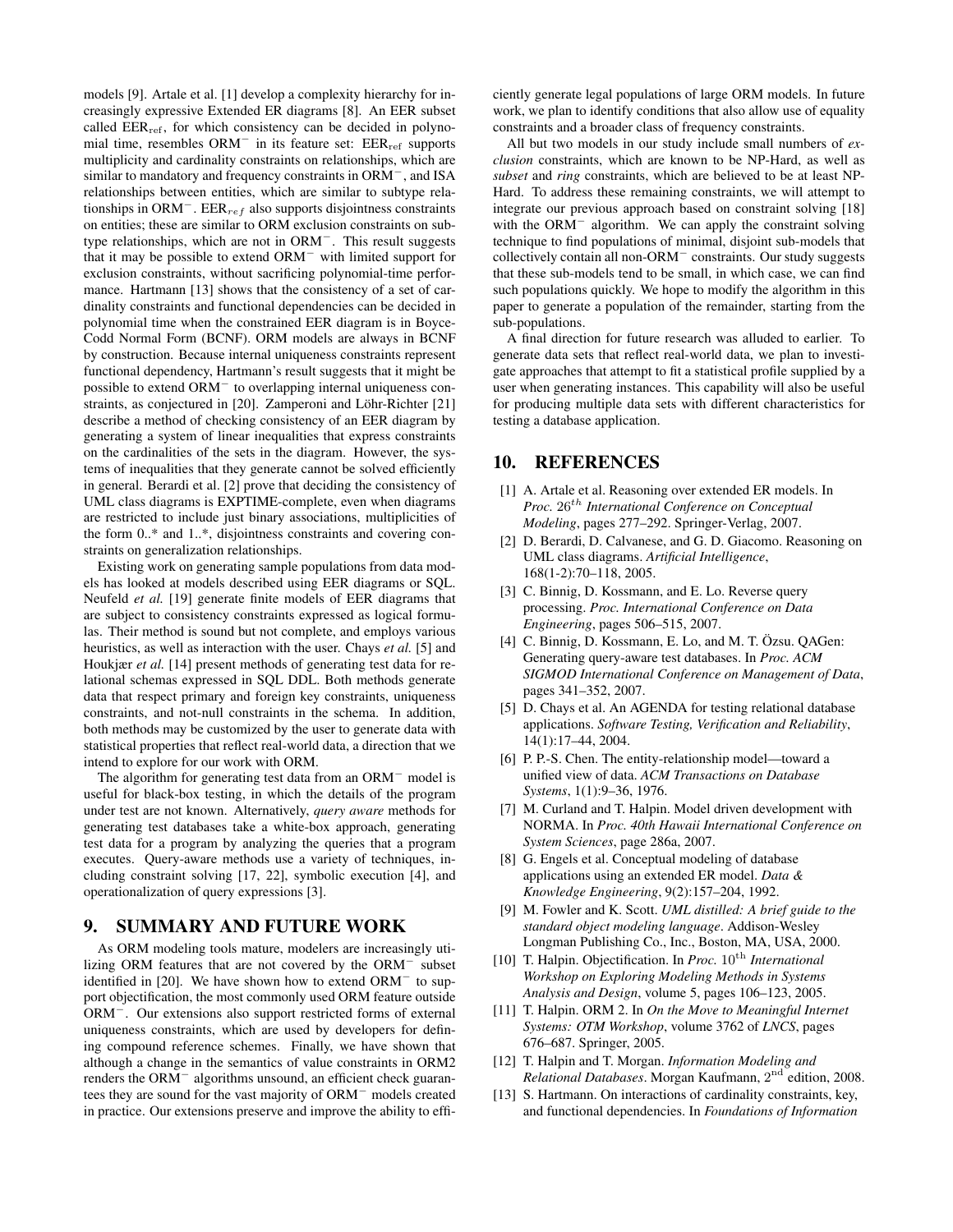models [9]. Artale et al. [1] develop a complexity hierarchy for increasingly expressive Extended ER diagrams [8]. An EER subset called $\text{EER}_{\text{ref}}$, for which consistency can be decided in polynomial time, resembles $\text{ORM}^-$ in its feature set: $\text{EER}_{\text{ref}}$ supports multiplicity and cardinality constraints on relationships, which are similar to mandatory and frequency constraints in $\text{ORM}^-$, and ISA relationships between entities, which are similar to subtype relationships in $\text{ORM}^-$. $\text{EER}_{ref}$ also supports disjointness constraints on entities; these are similar to ORM exclusion constraints on subtype relationships, which are not in $\text{ORM}^-$. This result suggests that it may be possible to extend $\text{ORM}^-$ with limited support for exclusion constraints, without sacrificing polynomial-time performance. Hartmann [13] shows that the consistency of a set of cardinality constraints and functional dependencies can be decided in polynomial time when the constrained EER diagram is in Boyce-Codd Normal Form (BCNF). ORM models are always in BCNF by construction. Because internal uniqueness constraints represent functional dependency, Hartmann's result suggests that it might be possible to extend $\text{ORM}^-$ to overlapping internal uniqueness constraints, as conjectured in [20]. Zamperoni and Löhr-Richter [21] describe a method of checking consistency of an EER diagram by generating a system of linear inequalities that express constraints on the cardinalities of the sets in the diagram. However, the systems of inequalities that they generate cannot be solved efficiently in general. Berardi et al. [2] prove that deciding the consistency of UML class diagrams is EXPTIME-complete, even when diagrams are restricted to include just binary associations, multiplicities of the form 0..* and 1..*, disjointness constraints and covering constraints on generalization relationships.

Existing work on generating sample populations from data models has looked at models described using EER diagrams or SQL. Neufeld *et al.* [19] generate finite models of EER diagrams that are subject to consistency constraints expressed as logical formulas. Their method is sound but not complete, and employs various heuristics, as well as interaction with the user. Chays *et al.* [5] and Houkjær *et al.* [14] present methods of generating test data for relational schemas expressed in SQL DDL. Both methods generate data that respect primary and foreign key constraints, uniqueness constraints, and not-null constraints in the schema. In addition, both methods may be customized by the user to generate data with statistical properties that reflect real-world data, a direction that we intend to explore for our work with ORM.

The algorithm for generating test data from an $\text{ORM}^-$ model is useful for black-box testing, in which the details of the program under test are not known. Alternatively, *query aware* methods for generating test databases take a white-box approach, generating test data for a program by analyzing the queries that a program executes. Query-aware methods use a variety of techniques, including constraint solving [17, 22], symbolic execution [4], and operationalization of query expressions [3].

## 9. SUMMARY AND FUTURE WORK

As ORM modeling tools mature, modelers are increasingly utilizing ORM features that are not covered by the $\text{ORM}^-$ subset identified in [20]. We have shown how to extend $\text{ORM}^-$ to support objectification, the most commonly used ORM feature outside $\text{ORM}^-$. Our extensions also support restricted forms of external uniqueness constraints, which are used by developers for defining compound reference schemes. Finally, we have shown that although a change in the semantics of value constraints in ORM2 renders the $\text{ORM}^-$ algorithms unsound, an efficient check guarantees they are sound for the vast majority of $\text{ORM}^-$ models created in practice. Our extensions preserve and improve the ability to efficiently generate legal populations of large ORM models. In future work, we plan to identify conditions that also allow use of equality constraints and a broader class of frequency constraints.

All but two models in our study include small numbers of *exclusion* constraints, which are known to be NP-Hard, as well as *subset* and *ring* constraints, which are believed to be at least NP-Hard. To address these remaining constraints, we will attempt to integrate our previous approach based on constraint solving [18] with the $\text{ORM}^-$ algorithm. We can apply the constraint solving technique to find populations of minimal, disjoint sub-models that collectively contain all non-$\text{ORM}^-$ constraints. Our study suggests that these sub-models tend to be small, in which case, we can find such populations quickly. We hope to modify the algorithm in this paper to generate a population of the remainder, starting from the sub-populations.

A final direction for future research was alluded to earlier. To generate data sets that reflect real-world data, we plan to investigate approaches that attempt to fit a statistical profile supplied by a user when generating instances. This capability will also be useful for producing multiple data sets with different characteristics for testing a database application.

## 10. REFERENCES

[1] A. Artale et al. Reasoning over extended ER models. In *Proc. $26^{th}$ International Conference on Conceptual Modeling*, pages 277–292. Springer-Verlag, 2007.

[2] D. Berardi, D. Calvanese, and G. D. Giacomo. Reasoning on UML class diagrams. *Artificial Intelligence*, 168(1-2):70–118, 2005.

[3] C. Binnig, D. Kossmann, and E. Lo. Reverse query processing. *Proc. International Conference on Data Engineering*, pages 506–515, 2007.

[4] C. Binnig, D. Kossmann, E. Lo, and M. T. Özsu. QAGen: Generating query-aware test databases. In *Proc. ACM SIGMOD International Conference on Management of Data*, pages 341–352, 2007.

[5] D. Chays et al. An AGENDA for testing relational database applications. *Software Testing, Verification and Reliability*, 14(1):17–44, 2004.

[6] P. P.-S. Chen. The entity-relationship model—toward a unified view of data. *ACM Transactions on Database Systems*, 1(1):9–36, 1976.

[7] M. Curland and T. Halpin. Model driven development with NORMA. In *Proc. 40th Hawaii International Conference on System Sciences*, page 286a, 2007.

[8] G. Engels et al. Conceptual modeling of database applications using an extended ER model. *Data & Knowledge Engineering*, 9(2):157–204, 1992.

[9] M. Fowler and K. Scott. *UML distilled: A brief guide to the standard object modeling language*. Addison-Wesley Longman Publishing Co., Inc., Boston, MA, USA, 2000.

[10] T. Halpin. Objectification. In *Proc. $10^{\text{th}}$ International Workshop on Exploring Modeling Methods in Systems Analysis and Design*, volume 5, pages 106–123, 2005.

[11] T. Halpin. ORM 2. In *On the Move to Meaningful Internet Systems: OTM Workshop*, volume 3762 of *LNCS*, pages 676–687. Springer, 2005.

[12] T. Halpin and T. Morgan. *Information Modeling and Relational Databases*. Morgan Kaufmann, $2^{\text{nd}}$ edition, 2008.

[13] S. Hartmann. On interactions of cardinality constraints, key, and functional dependencies. In *Foundations of Information*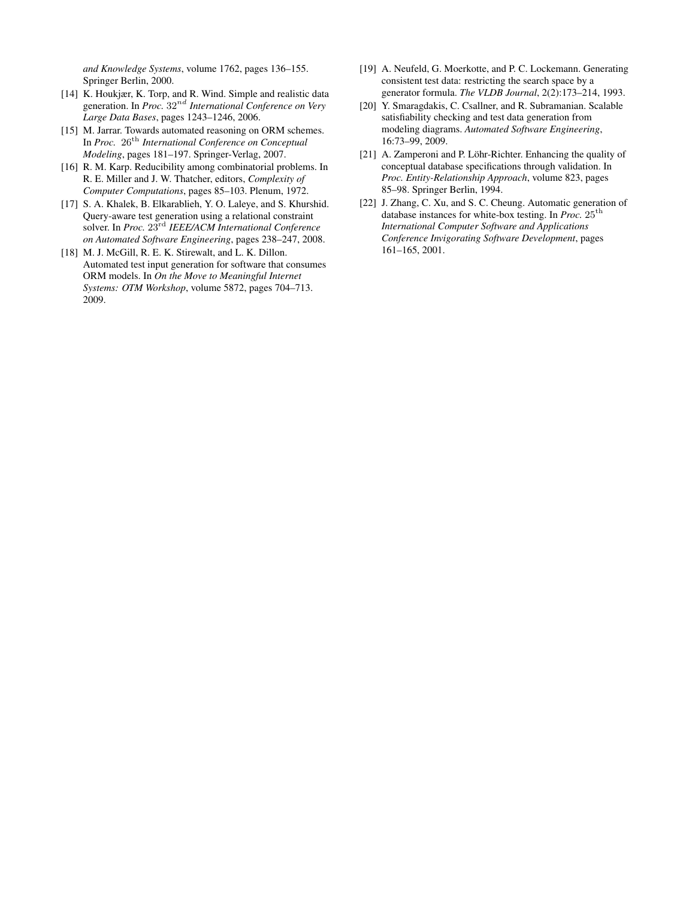*and Knowledge Systems*, volume 1762, pages 136–155. Springer Berlin, 2000.

[14] K. Houkjær, K. Torp, and R. Wind. Simple and realistic data generation. In *Proc.* $32^{nd}$ *International Conference on Very Large Data Bases*, pages 1243–1246, 2006.

[15] M. Jarrar. Towards automated reasoning on ORM schemes. In *Proc.* $26^{\text{th}}$ *International Conference on Conceptual Modeling*, pages 181–197. Springer-Verlag, 2007.

[16] R. M. Karp. Reducibility among combinatorial problems. In R. E. Miller and J. W. Thatcher, editors, *Complexity of Computer Computations*, pages 85–103. Plenum, 1972.

[17] S. A. Khalek, B. Elkarablieh, Y. O. Laleye, and S. Khurshid. Query-aware test generation using a relational constraint solver. In *Proc.* $23^{\text{rd}}$ *IEEE/ACM International Conference on Automated Software Engineering*, pages 238–247, 2008.

[18] M. J. McGill, R. E. K. Stirewalt, and L. K. Dillon. Automated test input generation for software that consumes ORM models. In *On the Move to Meaningful Internet Systems: OTM Workshop*, volume 5872, pages 704–713. 2009.

[19] A. Neufeld, G. Moerkotte, and P. C. Lockemann. Generating consistent test data: restricting the search space by a generator formula. *The VLDB Journal*, 2(2):173–214, 1993.

[20] Y. Smaragdakis, C. Csallner, and R. Subramanian. Scalable satisfiability checking and test data generation from modeling diagrams. *Automated Software Engineering*, 16:73–99, 2009.

[21] A. Zamperoni and P. Löhr-Richter. Enhancing the quality of conceptual database specifications through validation. In *Proc. Entity-Relationship Approach*, volume 823, pages 85–98. Springer Berlin, 1994.

[22] J. Zhang, C. Xu, and S. C. Cheung. Automatic generation of database instances for white-box testing. In *Proc.* $25^{\text{th}}$ *International Computer Software and Applications Conference Invigorating Software Development*, pages 161–165, 2001.